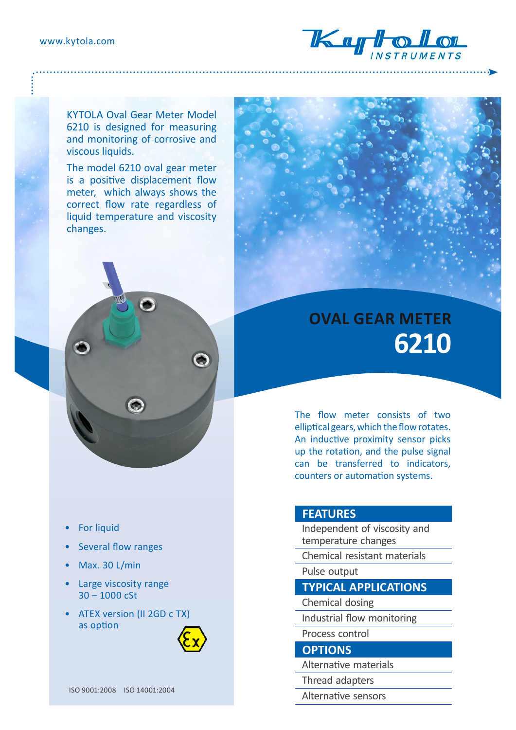www.kytola.com

KYTOLA Oval Gear Meter Model 6210 is designed for measuring and monitoring of corrosive and viscous liquids.

The model 6210 oval gear meter is a positive displacement flow meter, which always shows the correct flow rate regardless of liquid temperature and viscosity changes.

# OVAL GEAR METER 6210

The flow meter consists of two elliptical gears, which the flow rotates. An inductive proximity sensor picks up the rotation, and the pulse signal can be transferred to indicators, counters or automation systems.

- For liquid
- Several flow ranges
- Max. 30 L/min
- Large viscosity range 30 – 1000 cSt
- ATEX version (II 2GD c TX) as option

| FEATURES |
|---|
| Independent of viscosity and temperature changes |
| Chemical resistant materials |
| Pulse output |

| TYPICAL APPLICATIONS |
|---|
| Chemical dosing |
| Industrial flow monitoring |
| Process control |

| OPTIONS |
|---|
| Alternative materials |
| Thread adapters |
| Alternative sensors |

ISO 9001:2008 ISO 14001:2004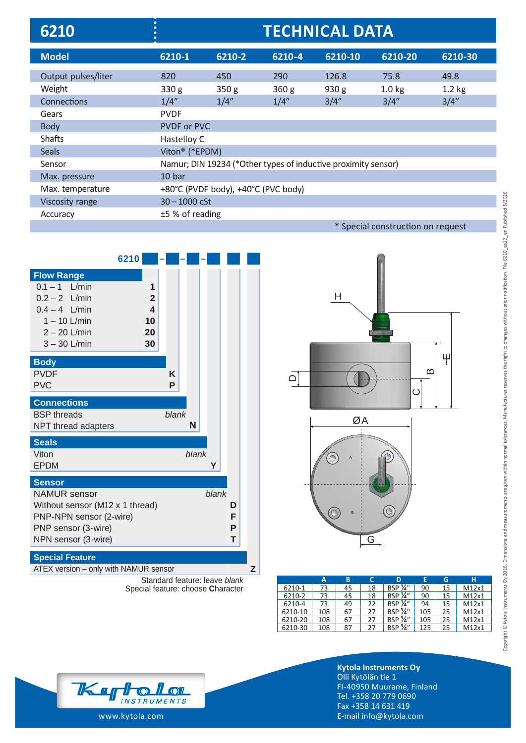# 6210 TECHNICAL DATA

| Model | 6210-1 | 6210-2 | 6210-4 | 6210-10 | 6210-20 | 6210-30 |
|---|---|---|---|---|---|---|
| Output pulses/liter | 820 | 450 | 290 | 126.8 | 75.8 | 49.8 |
| Weight | 330 g | 350 g | 360 g | 930 g | 1.0 kg | 1.2 kg |
| Connections | 1/4" | 1/4" | 1/4" | 3/4" | 3/4" | 3/4" |
| Gears | PVDF | | | | | |
| Body | PVDF or PVC | | | | | |
| Shafts | Hastelloy C | | | | | |
| Seals | Viton® (*EPDM) | | | | | |
| Sensor | Namur; DIN 19234 (*Other types of inductive proximity sensor) | | | | | |
| Max. pressure | 10 bar | | | | | |
| Max. temperature | +80°C (PVDF body), +40°C (PVC body) | | | | | |
| Viscosity range | 30 – 1000 cSt | | | | | |
| Accuracy | ±5 % of reading | | | | | |

\* Special construction on request

## Ordering code: 6210 ☐–☐–☐–☐ ☐ ☐

**Flow Range**

| | |
|---|---|
| 0.1 – 1 L/min | 1 |
| 0.2 – 2 L/min | 2 |
| 0.4 – 4 L/min | 4 |
| 1 – 10 L/min | 10 |
| 2 – 20 L/min | 20 |
| 3 – 30 L/min | 30 |

**Body**

| | |
|---|---|
| PVDF | K |
| PVC | P |

**Connections**

| | |
|---|---|
| BSP threads | *blank* |
| NPT thread adapters | N |

**Seals**

| | |
|---|---|
| Viton | *blank* |
| EPDM | Y |

**Sensor**

| | |
|---|---|
| NAMUR sensor | *blank* |
| Without sensor (M12 x 1 thread) | D |
| PNP-NPN sensor (2-wire) | F |
| PNP sensor (3-wire) | P |
| NPN sensor (3-wire) | T |

**Special Feature**

| | |
|---|---|
| ATEX version – only with NAMUR sensor | Z |

Standard feature: leave *blank*
Special feature: choose **C**haracter

H
D
B
C
E
ØA
G

| | A | B | C | D | E | G | H |
|---|---|---|---|---|---|---|---|
| 6210-1 | 73 | 45 | 18 | BSP ¼" | 90 | 15 | M12x1 |
| 6210-2 | 73 | 45 | 18 | BSP ¼" | 90 | 15 | M12x1 |
| 6210-4 | 73 | 49 | 22 | BSP ¼" | 94 | 15 | M12x1 |
| 6210-10 | 108 | 67 | 27 | BSP ¾" | 105 | 25 | M12x1 |
| 6210-20 | 108 | 67 | 27 | BSP ¾" | 105 | 25 | M12x1 |
| 6210-30 | 108 | 87 | 27 | BSP ¾" | 125 | 25 | M12x1 |

Copyright © Kytola Instruments Oy 2016. Dimensions and measurements are given within normal tolerances. Manufacturer reserves the right to changes without prior notification. File 6210_es12_en Published 5/2016

Kytola INSTRUMENTS
www.kytola.com

**Kytola Instruments Oy**
Olli Kytölän tie 1
FI-40950 Muurame, Finland
Tel. +358 20 779 0690
Fax +358 14 631 419
E-mail info@kytola.com